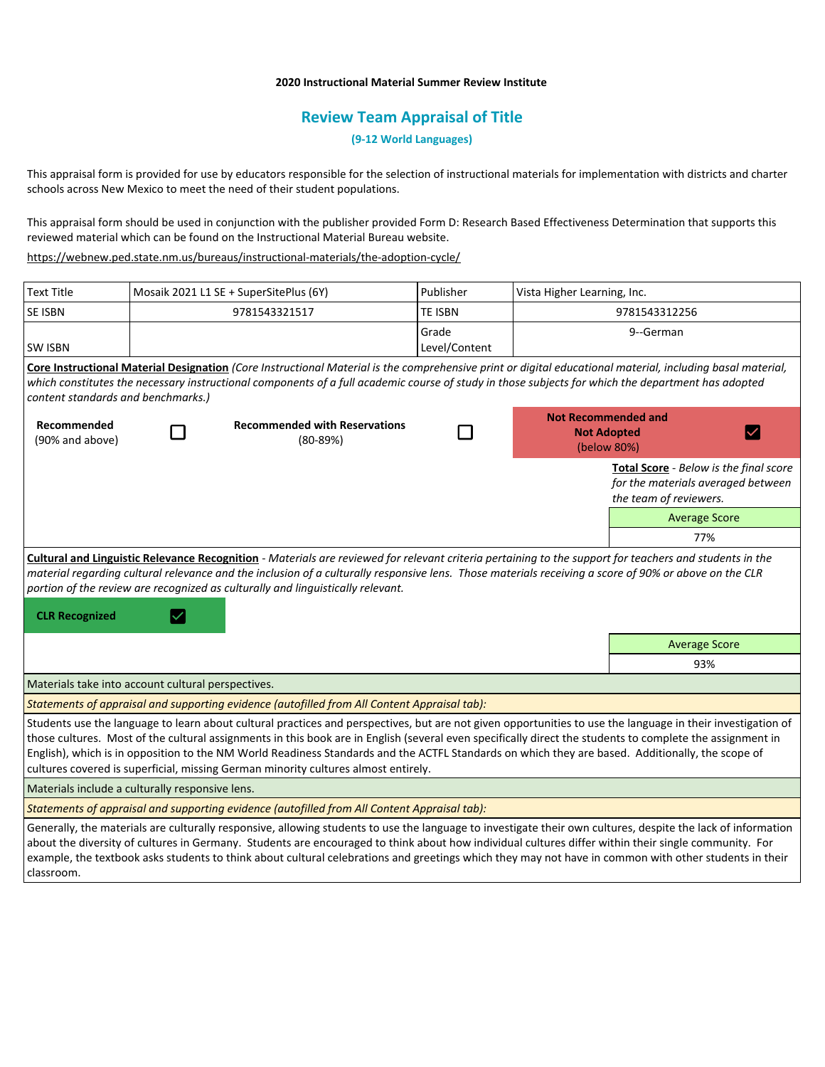**2020 Instructional Material Summer Review Institute**

## Review Team Appraisal of Title

**(9-12 World Languages)**

This appraisal form is provided for use by educators responsible for the selection of instructional materials for implementation with districts and charter schools across New Mexico to meet the need of their student populations.

This appraisal form should be used in conjunction with the publisher provided Form D: Research Based Effectiveness Determination that supports this reviewed material which can be found on the Instructional Material Bureau website.

https://webnew.ped.state.nm.us/bureaus/instructional-materials/the-adoption-cycle/

| Text Title | Mosaik 2021 L1 SE + SuperSitePlus (6Y) | Publisher | Vista Higher Learning, Inc. |
|---|---|---|---|
| SE ISBN | 9781543321517 | TE ISBN | 9781543312256 |
| SW ISBN | | Grade Level/Content | 9--German |

**Core Instructional Material Designation** *(Core Instructional Material is the comprehensive print or digital educational material, including basal material, which constitutes the necessary instructional components of a full academic course of study in those subjects for which the department has adopted content standards and benchmarks.)*

| **Recommended** (90% and above) | ☐ | **Recommended with Reservations** (80-89%) | ☐ | **Not Recommended and Not Adopted** (below 80%) | ☑ |
|---|---|---|---|---|---|

**Total Score** - *Below is the final score for the materials averaged between the team of reviewers.*

| Average Score |
|---|
| 77% |

**Cultural and Linguistic Relevance Recognition** - *Materials are reviewed for relevant criteria pertaining to the support for teachers and students in the material regarding cultural relevance and the inclusion of a culturally responsive lens. Those materials receiving a score of 90% or above on the CLR portion of the review are recognized as culturally and linguistically relevant.*

**CLR Recognized** ☑

| Average Score |
|---|
| 93% |

Materials take into account cultural perspectives.

*Statements of appraisal and supporting evidence (autofilled from All Content Appraisal tab):*

Students use the language to learn about cultural practices and perspectives, but are not given opportunities to use the language in their investigation of those cultures. Most of the cultural assignments in this book are in English (several even specifically direct the students to complete the assignment in English), which is in opposition to the NM World Readiness Standards and the ACTFL Standards on which they are based. Additionally, the scope of cultures covered is superficial, missing German minority cultures almost entirely.

Materials include a culturally responsive lens.

*Statements of appraisal and supporting evidence (autofilled from All Content Appraisal tab):*

Generally, the materials are culturally responsive, allowing students to use the language to investigate their own cultures, despite the lack of information about the diversity of cultures in Germany. Students are encouraged to think about how individual cultures differ within their single community. For example, the textbook asks students to think about cultural celebrations and greetings which they may not have in common with other students in their classroom.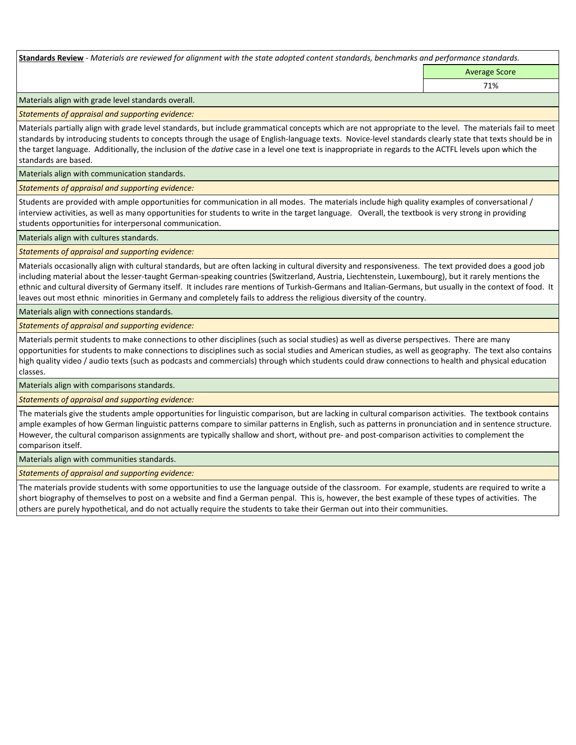**Standards Review** - *Materials are reviewed for alignment with the state adopted content standards, benchmarks and performance standards.*

| | Average Score |
|---|---|
| | 71% |

Materials align with grade level standards overall.

*Statements of appraisal and supporting evidence:*

Materials partially align with grade level standards, but include grammatical concepts which are not appropriate to the level. The materials fail to meet standards by introducing students to concepts through the usage of English-language texts. Novice-level standards clearly state that texts should be in the target language. Additionally, the inclusion of the *dative* case in a level one text is inappropriate in regards to the ACTFL levels upon which the standards are based.

Materials align with communication standards.

*Statements of appraisal and supporting evidence:*

Students are provided with ample opportunities for communication in all modes. The materials include high quality examples of conversational / interview activities, as well as many opportunities for students to write in the target language. Overall, the textbook is very strong in providing students opportunities for interpersonal communication.

Materials align with cultures standards.

*Statements of appraisal and supporting evidence:*

Materials occasionally align with cultural standards, but are often lacking in cultural diversity and responsiveness. The text provided does a good job including material about the lesser-taught German-speaking countries (Switzerland, Austria, Liechtenstein, Luxembourg), but it rarely mentions the ethnic and cultural diversity of Germany itself. It includes rare mentions of Turkish-Germans and Italian-Germans, but usually in the context of food. It leaves out most ethnic minorities in Germany and completely fails to address the religious diversity of the country.

Materials align with connections standards.

*Statements of appraisal and supporting evidence:*

Materials permit students to make connections to other disciplines (such as social studies) as well as diverse perspectives. There are many opportunities for students to make connections to disciplines such as social studies and American studies, as well as geography. The text also contains high quality video / audio texts (such as podcasts and commercials) through which students could draw connections to health and physical education classes.

Materials align with comparisons standards.

*Statements of appraisal and supporting evidence:*

The materials give the students ample opportunities for linguistic comparison, but are lacking in cultural comparison activities. The textbook contains ample examples of how German linguistic patterns compare to similar patterns in English, such as patterns in pronunciation and in sentence structure. However, the cultural comparison assignments are typically shallow and short, without pre- and post-comparison activities to complement the comparison itself.

Materials align with communities standards.

*Statements of appraisal and supporting evidence:*

The materials provide students with some opportunities to use the language outside of the classroom. For example, students are required to write a short biography of themselves to post on a website and find a German penpal. This is, however, the best example of these types of activities. The others are purely hypothetical, and do not actually require the students to take their German out into their communities.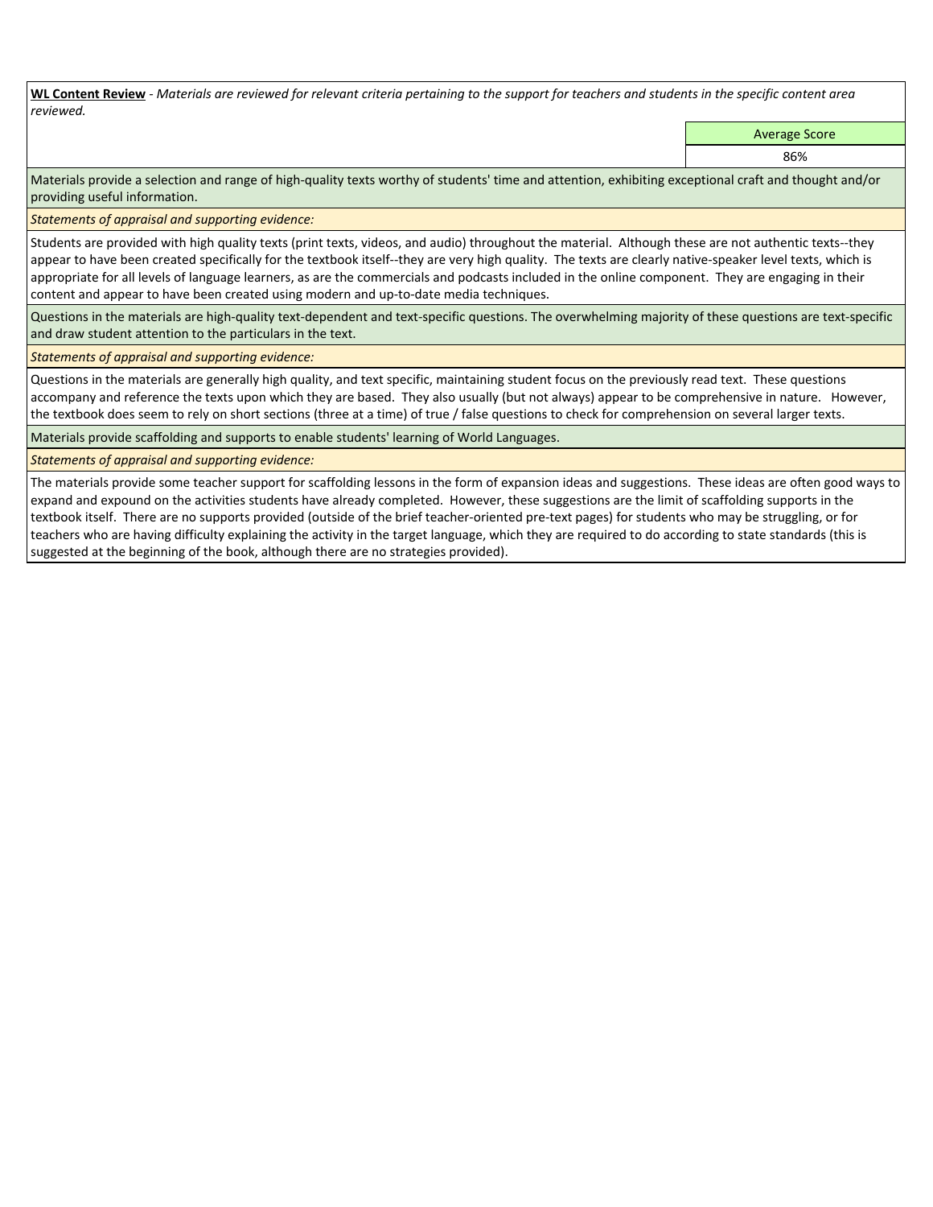**<u>WL Content Review</u>** - *Materials are reviewed for relevant criteria pertaining to the support for teachers and students in the specific content area reviewed.*

| | Average Score |
|---|---|
| | 86% |

Materials provide a selection and range of high-quality texts worthy of students' time and attention, exhibiting exceptional craft and thought and/or providing useful information.

*Statements of appraisal and supporting evidence:*

Students are provided with high quality texts (print texts, videos, and audio) throughout the material. Although these are not authentic texts--they appear to have been created specifically for the textbook itself--they are very high quality. The texts are clearly native-speaker level texts, which is appropriate for all levels of language learners, as are the commercials and podcasts included in the online component. They are engaging in their content and appear to have been created using modern and up-to-date media techniques.

Questions in the materials are high-quality text-dependent and text-specific questions. The overwhelming majority of these questions are text-specific and draw student attention to the particulars in the text.

*Statements of appraisal and supporting evidence:*

Questions in the materials are generally high quality, and text specific, maintaining student focus on the previously read text. These questions accompany and reference the texts upon which they are based. They also usually (but not always) appear to be comprehensive in nature. However, the textbook does seem to rely on short sections (three at a time) of true / false questions to check for comprehension on several larger texts.

Materials provide scaffolding and supports to enable students' learning of World Languages.

*Statements of appraisal and supporting evidence:*

The materials provide some teacher support for scaffolding lessons in the form of expansion ideas and suggestions. These ideas are often good ways to expand and expound on the activities students have already completed. However, these suggestions are the limit of scaffolding supports in the textbook itself. There are no supports provided (outside of the brief teacher-oriented pre-text pages) for students who may be struggling, or for teachers who are having difficulty explaining the activity in the target language, which they are required to do according to state standards (this is suggested at the beginning of the book, although there are no strategies provided).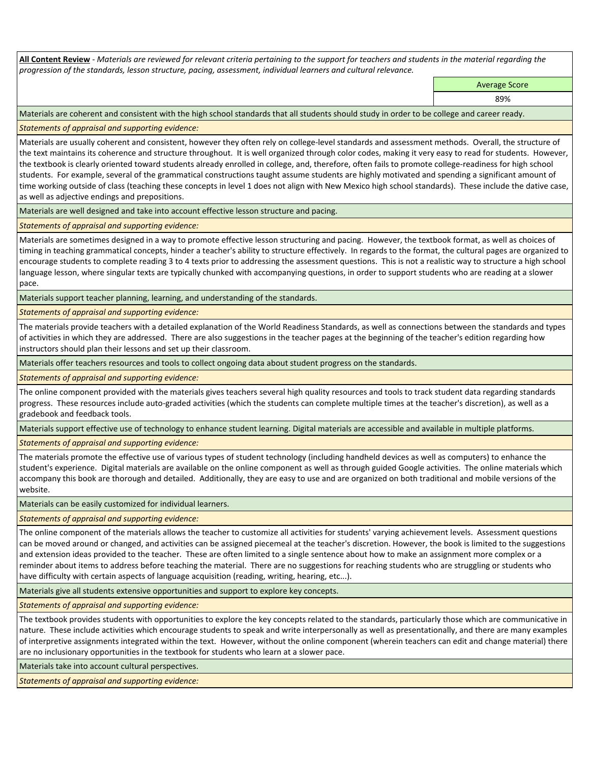**All Content Review** - *Materials are reviewed for relevant criteria pertaining to the support for teachers and students in the material regarding the progression of the standards, lesson structure, pacing, assessment, individual learners and cultural relevance.*

| | Average Score |
|---|---|
| | 89% |

Materials are coherent and consistent with the high school standards that all students should study in order to be college and career ready.

*Statements of appraisal and supporting evidence:*

Materials are usually coherent and consistent, however they often rely on college-level standards and assessment methods. Overall, the structure of the text maintains its coherence and structure throughout. It is well organized through color codes, making it very easy to read for students. However, the textbook is clearly oriented toward students already enrolled in college, and, therefore, often fails to promote college-readiness for high school students. For example, several of the grammatical constructions taught assume students are highly motivated and spending a significant amount of time working outside of class (teaching these concepts in level 1 does not align with New Mexico high school standards). These include the dative case, as well as adjective endings and prepositions.

Materials are well designed and take into account effective lesson structure and pacing.

*Statements of appraisal and supporting evidence:*

Materials are sometimes designed in a way to promote effective lesson structuring and pacing. However, the textbook format, as well as choices of timing in teaching grammatical concepts, hinder a teacher's ability to structure effectively. In regards to the format, the cultural pages are organized to encourage students to complete reading 3 to 4 texts prior to addressing the assessment questions. This is not a realistic way to structure a high school language lesson, where singular texts are typically chunked with accompanying questions, in order to support students who are reading at a slower pace.

Materials support teacher planning, learning, and understanding of the standards.

*Statements of appraisal and supporting evidence:*

The materials provide teachers with a detailed explanation of the World Readiness Standards, as well as connections between the standards and types of activities in which they are addressed. There are also suggestions in the teacher pages at the beginning of the teacher's edition regarding how instructors should plan their lessons and set up their classroom.

Materials offer teachers resources and tools to collect ongoing data about student progress on the standards.

*Statements of appraisal and supporting evidence:*

The online component provided with the materials gives teachers several high quality resources and tools to track student data regarding standards progress. These resources include auto-graded activities (which the students can complete multiple times at the teacher's discretion), as well as a gradebook and feedback tools.

Materials support effective use of technology to enhance student learning. Digital materials are accessible and available in multiple platforms.

*Statements of appraisal and supporting evidence:*

The materials promote the effective use of various types of student technology (including handheld devices as well as computers) to enhance the student's experience. Digital materials are available on the online component as well as through guided Google activities. The online materials which accompany this book are thorough and detailed. Additionally, they are easy to use and are organized on both traditional and mobile versions of the website.

Materials can be easily customized for individual learners.

*Statements of appraisal and supporting evidence:*

The online component of the materials allows the teacher to customize all activities for students' varying achievement levels. Assessment questions can be moved around or changed, and activities can be assigned piecemeal at the teacher's discretion. However, the book is limited to the suggestions and extension ideas provided to the teacher. These are often limited to a single sentence about how to make an assignment more complex or a reminder about items to address before teaching the material. There are no suggestions for reaching students who are struggling or students who have difficulty with certain aspects of language acquisition (reading, writing, hearing, etc...).

Materials give all students extensive opportunities and support to explore key concepts.

*Statements of appraisal and supporting evidence:*

The textbook provides students with opportunities to explore the key concepts related to the standards, particularly those which are communicative in nature. These include activities which encourage students to speak and write interpersonally as well as presentationally, and there are many examples of interpretive assignments integrated within the text. However, without the online component (wherein teachers can edit and change material) there are no inclusionary opportunities in the textbook for students who learn at a slower pace.

Materials take into account cultural perspectives.

*Statements of appraisal and supporting evidence:*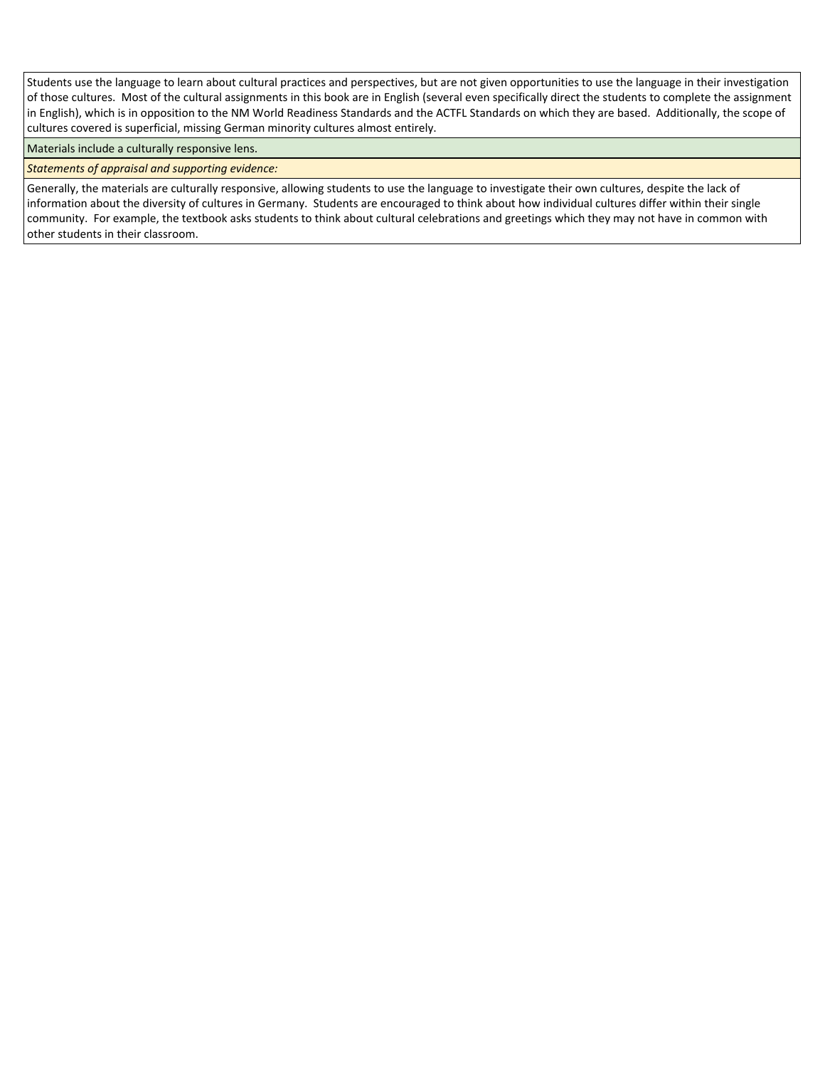Students use the language to learn about cultural practices and perspectives, but are not given opportunities to use the language in their investigation of those cultures. Most of the cultural assignments in this book are in English (several even specifically direct the students to complete the assignment in English), which is in opposition to the NM World Readiness Standards and the ACTFL Standards on which they are based. Additionally, the scope of cultures covered is superficial, missing German minority cultures almost entirely.

Materials include a culturally responsive lens.

*Statements of appraisal and supporting evidence:*

Generally, the materials are culturally responsive, allowing students to use the language to investigate their own cultures, despite the lack of information about the diversity of cultures in Germany. Students are encouraged to think about how individual cultures differ within their single community. For example, the textbook asks students to think about cultural celebrations and greetings which they may not have in common with other students in their classroom.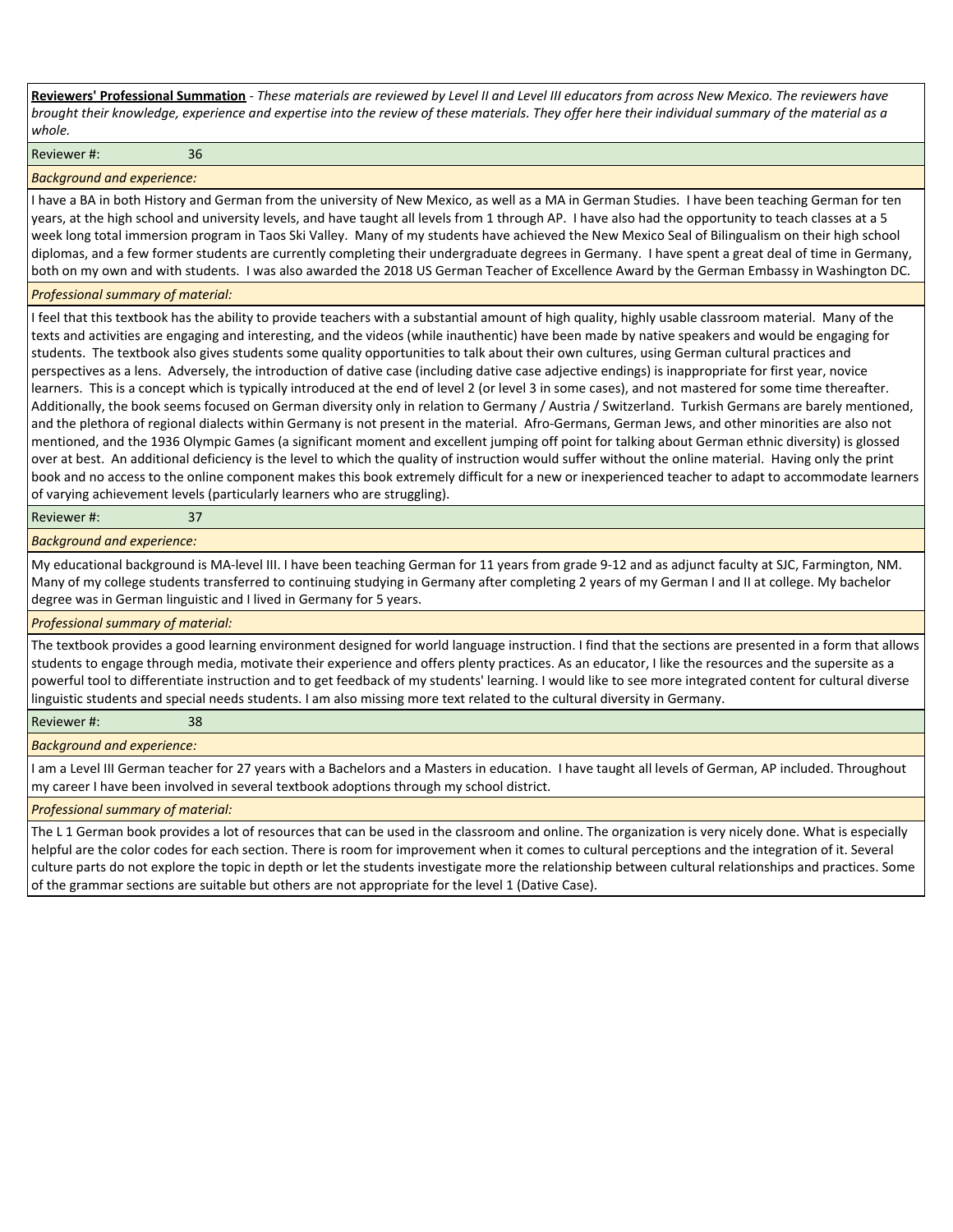**Reviewers' Professional Summation** - *These materials are reviewed by Level II and Level III educators from across New Mexico. The reviewers have brought their knowledge, experience and expertise into the review of these materials. They offer here their individual summary of the material as a whole.*

Reviewer #: 36

*Background and experience:*

I have a BA in both History and German from the university of New Mexico, as well as a MA in German Studies. I have been teaching German for ten years, at the high school and university levels, and have taught all levels from 1 through AP. I have also had the opportunity to teach classes at a 5 week long total immersion program in Taos Ski Valley. Many of my students have achieved the New Mexico Seal of Bilingualism on their high school diplomas, and a few former students are currently completing their undergraduate degrees in Germany. I have spent a great deal of time in Germany, both on my own and with students. I was also awarded the 2018 US German Teacher of Excellence Award by the German Embassy in Washington DC.

*Professional summary of material:*

I feel that this textbook has the ability to provide teachers with a substantial amount of high quality, highly usable classroom material. Many of the texts and activities are engaging and interesting, and the videos (while inauthentic) have been made by native speakers and would be engaging for students. The textbook also gives students some quality opportunities to talk about their own cultures, using German cultural practices and perspectives as a lens. Adversely, the introduction of dative case (including dative case adjective endings) is inappropriate for first year, novice learners. This is a concept which is typically introduced at the end of level 2 (or level 3 in some cases), and not mastered for some time thereafter. Additionally, the book seems focused on German diversity only in relation to Germany / Austria / Switzerland. Turkish Germans are barely mentioned, and the plethora of regional dialects within Germany is not present in the material. Afro-Germans, German Jews, and other minorities are also not mentioned, and the 1936 Olympic Games (a significant moment and excellent jumping off point for talking about German ethnic diversity) is glossed over at best. An additional deficiency is the level to which the quality of instruction would suffer without the online material. Having only the print book and no access to the online component makes this book extremely difficult for a new or inexperienced teacher to adapt to accommodate learners of varying achievement levels (particularly learners who are struggling).

Reviewer #: 37

*Background and experience:*

My educational background is MA-level III. I have been teaching German for 11 years from grade 9-12 and as adjunct faculty at SJC, Farmington, NM. Many of my college students transferred to continuing studying in Germany after completing 2 years of my German I and II at college. My bachelor degree was in German linguistic and I lived in Germany for 5 years.

*Professional summary of material:*

The textbook provides a good learning environment designed for world language instruction. I find that the sections are presented in a form that allows students to engage through media, motivate their experience and offers plenty practices. As an educator, I like the resources and the supersite as a powerful tool to differentiate instruction and to get feedback of my students' learning. I would like to see more integrated content for cultural diverse linguistic students and special needs students. I am also missing more text related to the cultural diversity in Germany.

Reviewer #: 38

*Background and experience:*

I am a Level III German teacher for 27 years with a Bachelors and a Masters in education. I have taught all levels of German, AP included. Throughout my career I have been involved in several textbook adoptions through my school district.

*Professional summary of material:*

The L 1 German book provides a lot of resources that can be used in the classroom and online. The organization is very nicely done. What is especially helpful are the color codes for each section. There is room for improvement when it comes to cultural perceptions and the integration of it. Several culture parts do not explore the topic in depth or let the students investigate more the relationship between cultural relationships and practices. Some of the grammar sections are suitable but others are not appropriate for the level 1 (Dative Case).